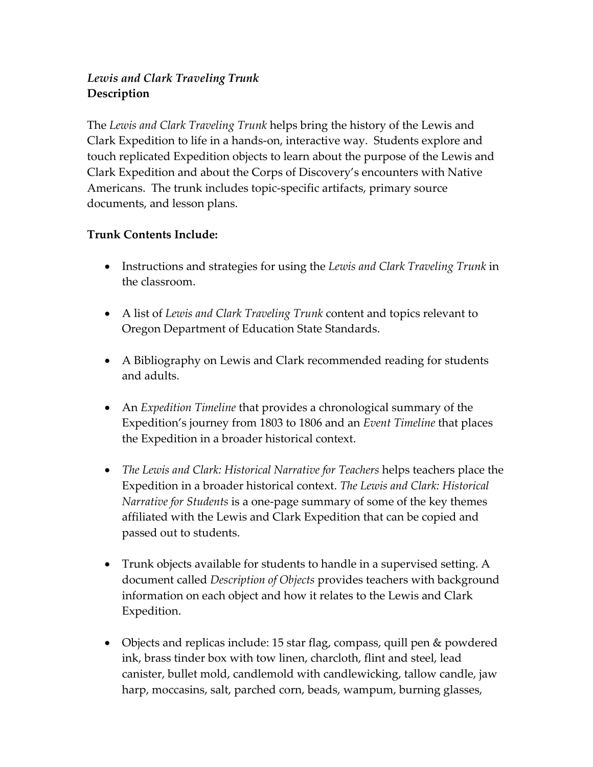*Lewis and Clark Traveling Trunk*
**Description**

The *Lewis and Clark Traveling Trunk* helps bring the history of the Lewis and Clark Expedition to life in a hands-on, interactive way. Students explore and touch replicated Expedition objects to learn about the purpose of the Lewis and Clark Expedition and about the Corps of Discovery's encounters with Native Americans. The trunk includes topic-specific artifacts, primary source documents, and lesson plans.

**Trunk Contents Include:**

- Instructions and strategies for using the *Lewis and Clark Traveling Trunk* in the classroom.

- A list of *Lewis and Clark Traveling Trunk* content and topics relevant to Oregon Department of Education State Standards.

- A Bibliography on Lewis and Clark recommended reading for students and adults.

- An *Expedition Timeline* that provides a chronological summary of the Expedition's journey from 1803 to 1806 and an *Event Timeline* that places the Expedition in a broader historical context.

- *The Lewis and Clark: Historical Narrative for Teachers* helps teachers place the Expedition in a broader historical context. *The Lewis and Clark: Historical Narrative for Students* is a one-page summary of some of the key themes affiliated with the Lewis and Clark Expedition that can be copied and passed out to students.

- Trunk objects available for students to handle in a supervised setting. A document called *Description of Objects* provides teachers with background information on each object and how it relates to the Lewis and Clark Expedition.

- Objects and replicas include: 15 star flag, compass, quill pen & powdered ink, brass tinder box with tow linen, charcloth, flint and steel, lead canister, bullet mold, candlemold with candlewicking, tallow candle, jaw harp, moccasins, salt, parched corn, beads, wampum, burning glasses,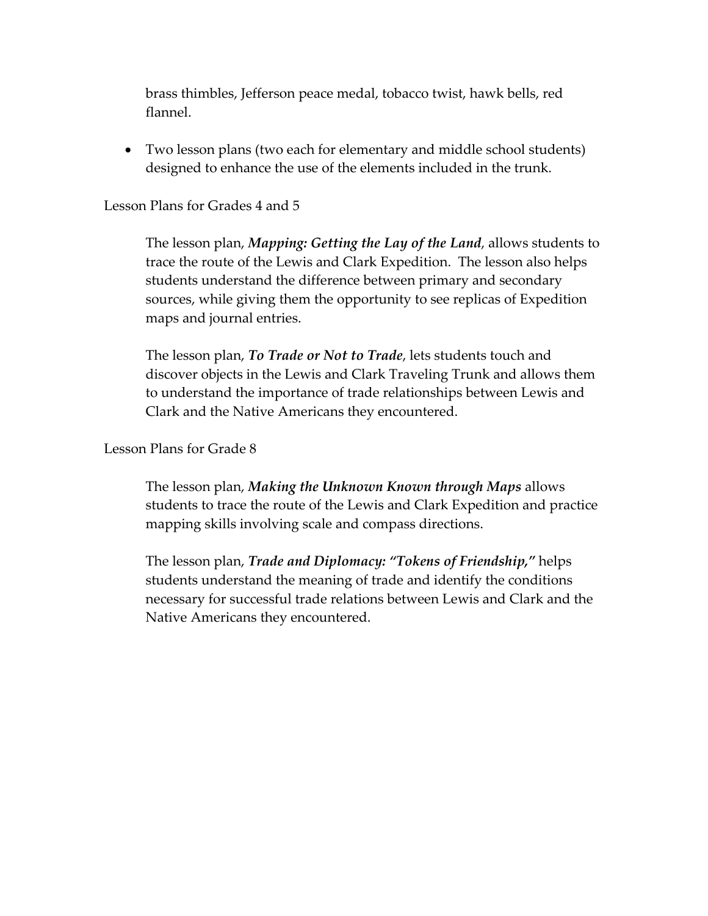brass thimbles, Jefferson peace medal, tobacco twist, hawk bells, red flannel.

- Two lesson plans (two each for elementary and middle school students) designed to enhance the use of the elements included in the trunk.

Lesson Plans for Grades 4 and 5

The lesson plan, ***Mapping: Getting the Lay of the Land***, allows students to trace the route of the Lewis and Clark Expedition. The lesson also helps students understand the difference between primary and secondary sources, while giving them the opportunity to see replicas of Expedition maps and journal entries.

The lesson plan, ***To Trade or Not to Trade***, lets students touch and discover objects in the Lewis and Clark Traveling Trunk and allows them to understand the importance of trade relationships between Lewis and Clark and the Native Americans they encountered.

Lesson Plans for Grade 8

The lesson plan, ***Making the Unknown Known through Maps*** allows students to trace the route of the Lewis and Clark Expedition and practice mapping skills involving scale and compass directions.

The lesson plan, ***Trade and Diplomacy: "Tokens of Friendship,"*** helps students understand the meaning of trade and identify the conditions necessary for successful trade relations between Lewis and Clark and the Native Americans they encountered.